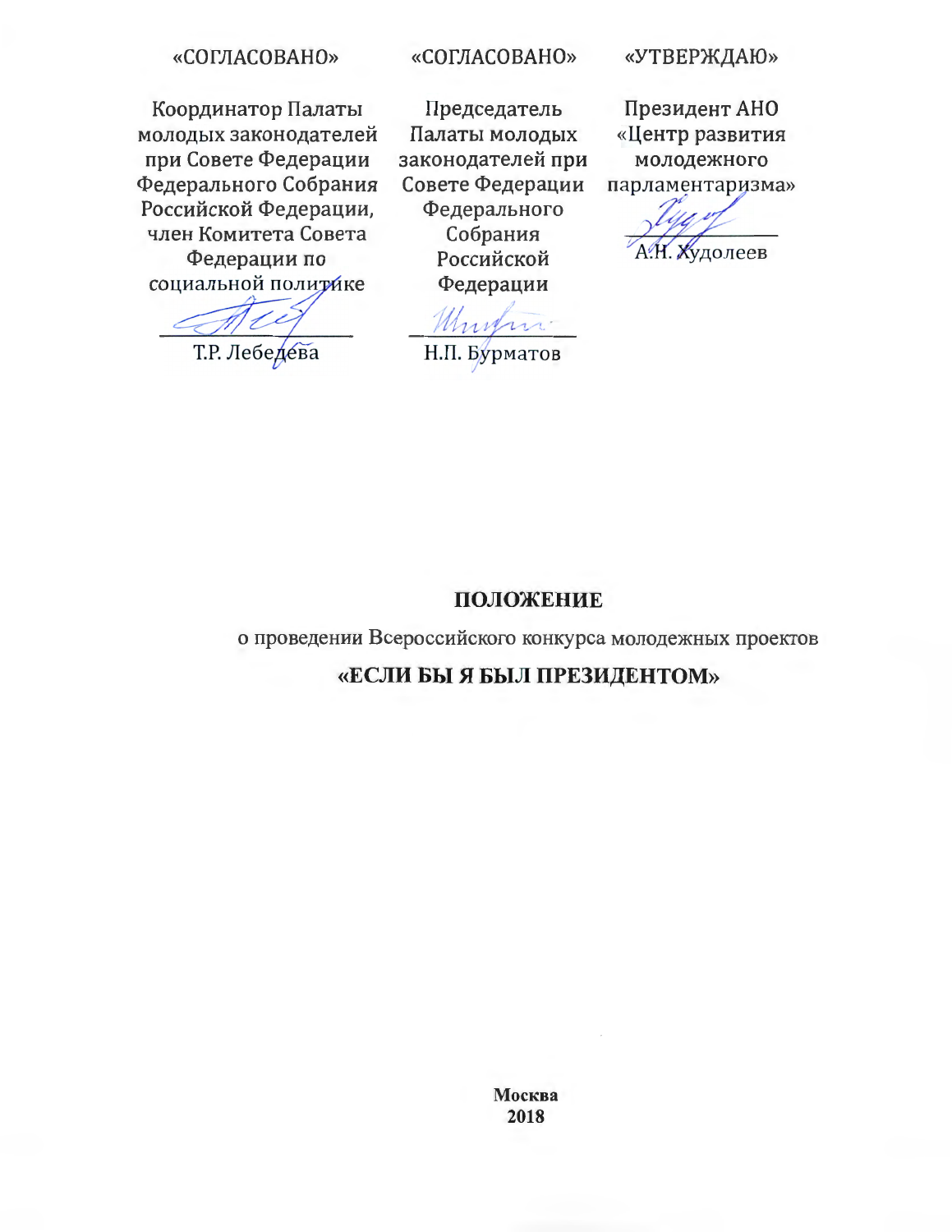«СОГЛАСОВАНО»

Координатор Палаты молодых законодателей при Совете Федерации Федерального Собрания Российской Федерации, член Комитета Совета Федерации по социальной политике

________________ Т.Р. Лебедева

«СОГЛАСОВАНО»

Председатель Палаты молодых законодателей при Совете Федерации Федерального Собрания Российской Федерации

________________ Н.П. Бурматов

«УТВЕРЖДАЮ»

Президент АНО «Центр развития молодежного парламентаризма»

________________ А.Н. Худолеев

# ПОЛОЖЕНИЕ

о проведении Всероссийского конкурса молодежных проектов

## «ЕСЛИ БЫ Я БЫЛ ПРЕЗИДЕНТОМ»

**Москва**
**2018**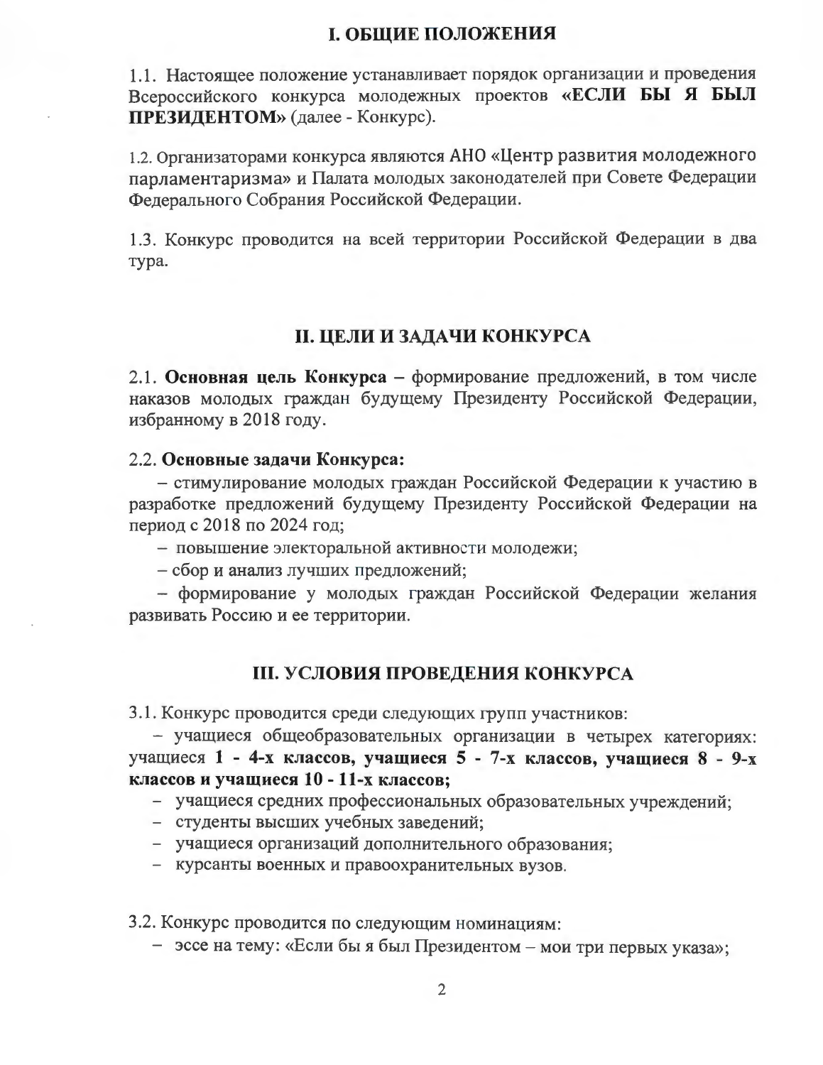## I. ОБЩИЕ ПОЛОЖЕНИЯ

1.1. Настоящее положение устанавливает порядок организации и проведения Всероссийского конкурса молодежных проектов **«ЕСЛИ БЫ Я БЫЛ ПРЕЗИДЕНТОМ»** (далее - Конкурс).

1.2. Организаторами конкурса являются АНО «Центр развития молодежного парламентаризма» и Палата молодых законодателей при Совете Федерации Федерального Собрания Российской Федерации.

1.3. Конкурс проводится на всей территории Российской Федерации в два тура.

## II. ЦЕЛИ И ЗАДАЧИ КОНКУРСА

2.1. **Основная цель Конкурса** – формирование предложений, в том числе наказов молодых граждан будущему Президенту Российской Федерации, избранному в 2018 году.

2.2. **Основные задачи Конкурса:**

– стимулирование молодых граждан Российской Федерации к участию в разработке предложений будущему Президенту Российской Федерации на период с 2018 по 2024 год;

– повышение электоральной активности молодежи;

– сбор и анализ лучших предложений;

– формирование у молодых граждан Российской Федерации желания развивать Россию и ее территории.

## III. УСЛОВИЯ ПРОВЕДЕНИЯ КОНКУРСА

3.1. Конкурс проводится среди следующих групп участников:

– учащиеся общеобразовательных организации в четырех категориях: учащиеся **1 - 4-х классов, учащиеся 5 - 7-х классов, учащиеся 8 - 9-х классов и учащиеся 10 - 11-х классов;**

– учащиеся средних профессиональных образовательных учреждений;

– студенты высших учебных заведений;

– учащиеся организаций дополнительного образования;

– курсанты военных и правоохранительных вузов.

3.2. Конкурс проводится по следующим номинациям:

– эссе на тему: «Если бы я был Президентом – мои три первых указа»;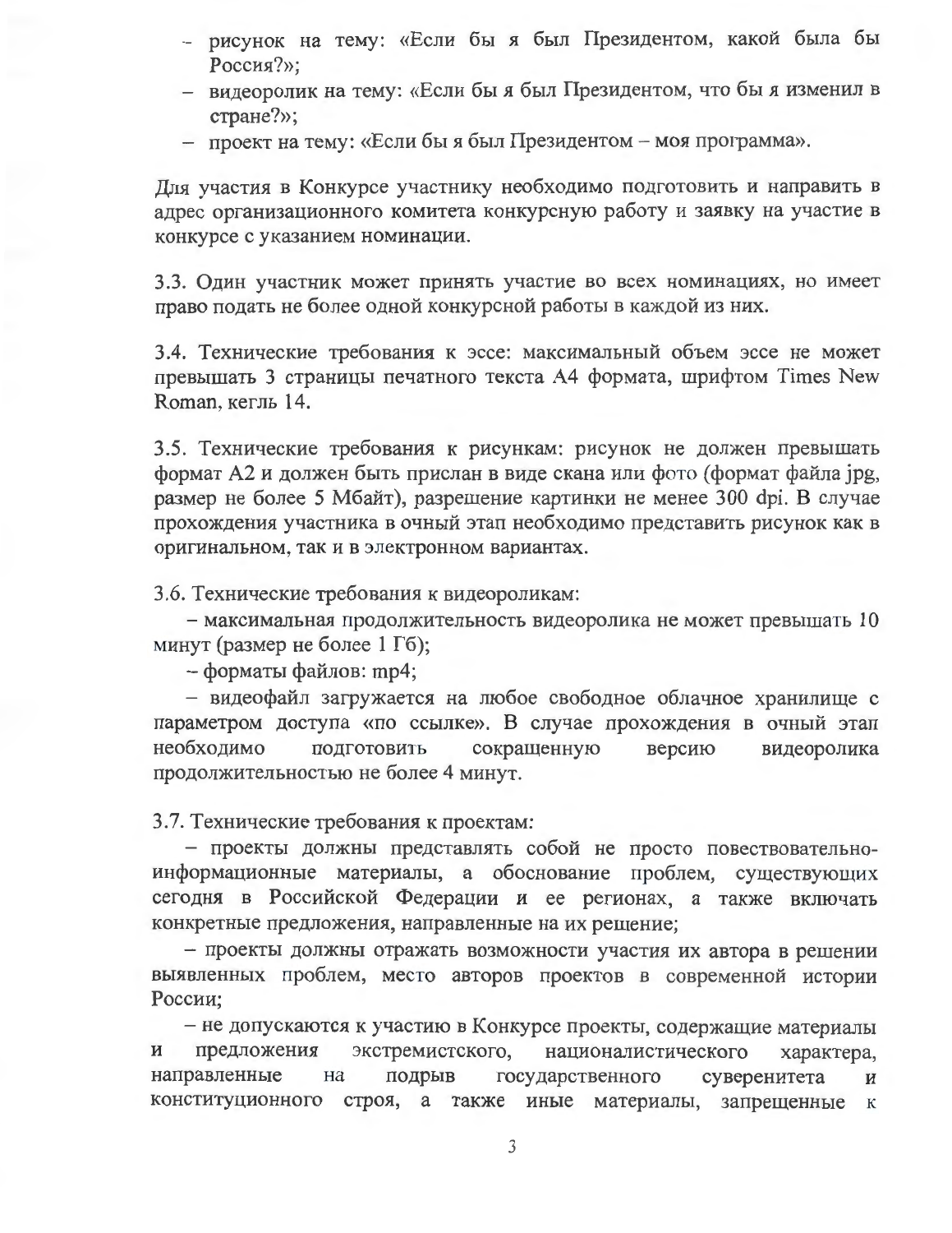- рисунок на тему: «Если бы я был Президентом, какой была бы Россия?»;
- видеоролик на тему: «Если бы я был Президентом, что бы я изменил в стране?»;
- проект на тему: «Если бы я был Президентом – моя программа».

Для участия в Конкурсе участнику необходимо подготовить и направить в адрес организационного комитета конкурсную работу и заявку на участие в конкурсе с указанием номинации.

3.3. Один участник может принять участие во всех номинациях, но имеет право подать не более одной конкурсной работы в каждой из них.

3.4. Технические требования к эссе: максимальный объем эссе не может превышать 3 страницы печатного текста А4 формата, шрифтом Times New Roman, кегль 14.

3.5. Технические требования к рисункам: рисунок не должен превышать формат А2 и должен быть прислан в виде скана или фото (формат файла jpg, размер не более 5 Мбайт), разрешение картинки не менее 300 dpi. В случае прохождения участника в очный этап необходимо представить рисунок как в оригинальном, так и в электронном вариантах.

3.6. Технические требования к видеороликам:

– максимальная продолжительность видеоролика не может превышать 10 минут (размер не более 1 Гб);

– форматы файлов: mp4;

– видеофайл загружается на любое свободное облачное хранилище с параметром доступа «по ссылке». В случае прохождения в очный этап необходимо подготовить сокращенную версию видеоролика продолжительностью не более 4 минут.

3.7. Технические требования к проектам:

– проекты должны представлять собой не просто повествовательно-информационные материалы, а обоснование проблем, существующих сегодня в Российской Федерации и ее регионах, а также включать конкретные предложения, направленные на их решение;

– проекты должны отражать возможности участия их автора в решении выявленных проблем, место авторов проектов в современной истории России;

– не допускаются к участию в Конкурсе проекты, содержащие материалы и предложения экстремистского, националистического характера, направленные на подрыв государственного суверенитета и конституционного строя, а также иные материалы, запрещенные к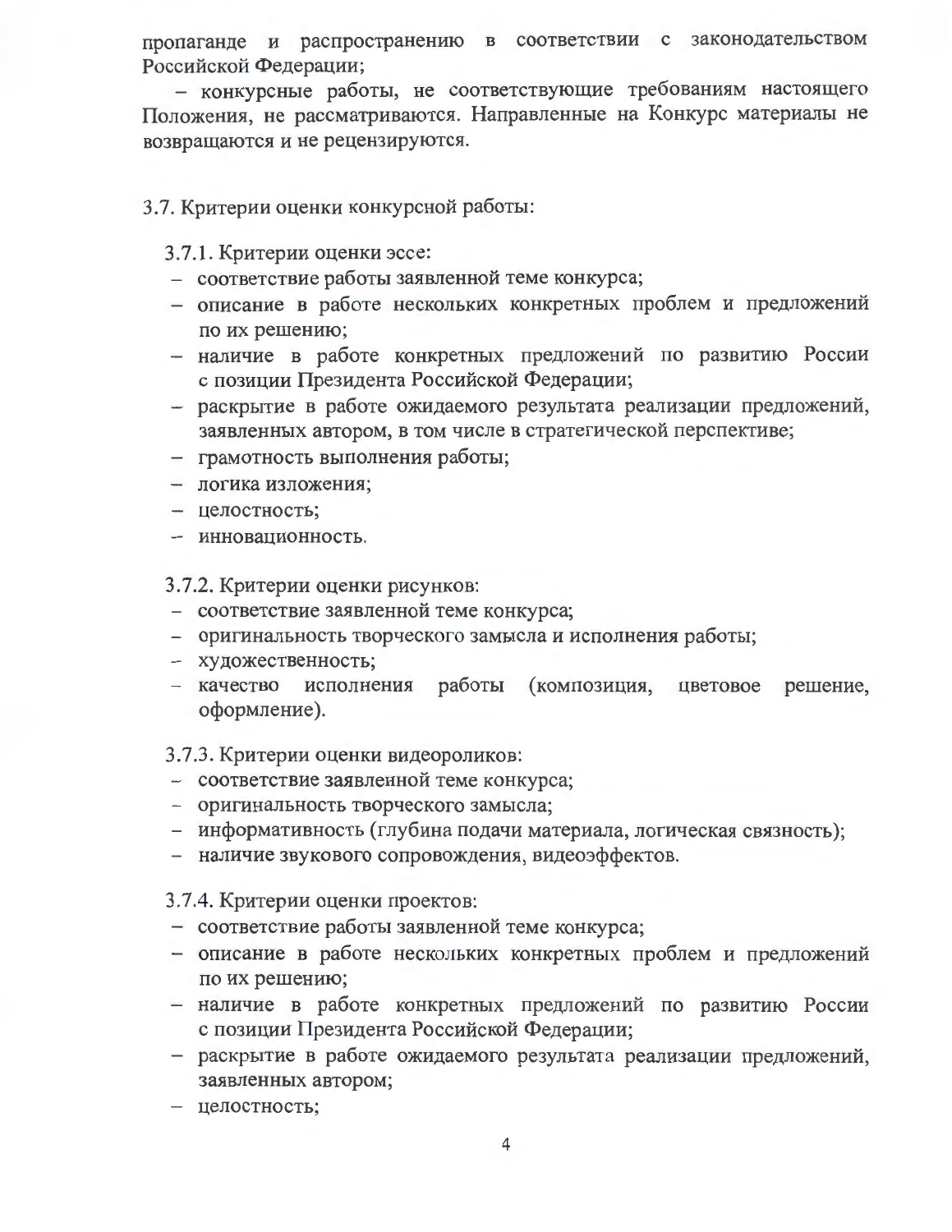пропаганде и распространению в соответствии с законодательством Российской Федерации;

– конкурсные работы, не соответствующие требованиям настоящего Положения, не рассматриваются. Направленные на Конкурс материалы не возвращаются и не рецензируются.

3.7. Критерии оценки конкурсной работы:

3.7.1. Критерии оценки эссе:
- соответствие работы заявленной теме конкурса;
- описание в работе нескольких конкретных проблем и предложений по их решению;
- наличие в работе конкретных предложений по развитию России с позиции Президента Российской Федерации;
- раскрытие в работе ожидаемого результата реализации предложений, заявленных автором, в том числе в стратегической перспективе;
- грамотность выполнения работы;
- логика изложения;
- целостность;
- инновационность.

3.7.2. Критерии оценки рисунков:
- соответствие заявленной теме конкурса;
- оригинальность творческого замысла и исполнения работы;
- художественность;
- качество исполнения работы (композиция, цветовое решение, оформление).

3.7.3. Критерии оценки видеороликов:
- соответствие заявленной теме конкурса;
- оригинальность творческого замысла;
- информативность (глубина подачи материала, логическая связность);
- наличие звукового сопровождения, видеоэффектов.

3.7.4. Критерии оценки проектов:
- соответствие работы заявленной теме конкурса;
- описание в работе нескольких конкретных проблем и предложений по их решению;
- наличие в работе конкретных предложений по развитию России с позиции Президента Российской Федерации;
- раскрытие в работе ожидаемого результата реализации предложений, заявленных автором;
- целостность;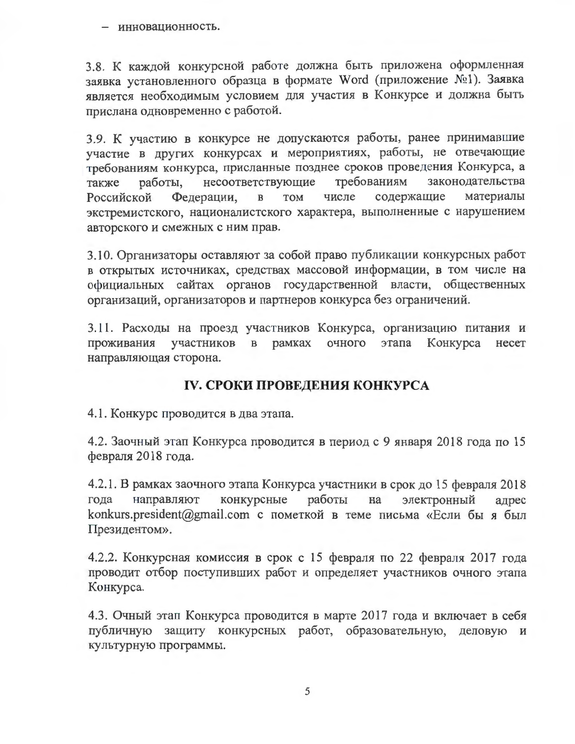– инновационность.

3.8. К каждой конкурсной работе должна быть приложена оформленная заявка установленного образца в формате Word (приложение №1). Заявка является необходимым условием для участия в Конкурсе и должна быть прислана одновременно с работой.

3.9. К участию в конкурсе не допускаются работы, ранее принимавшие участие в других конкурсах и мероприятиях, работы, не отвечающие требованиям конкурса, присланные позднее сроков проведения Конкурса, а также работы, несоответствующие требованиям законодательства Российской Федерации, в том числе содержащие материалы экстремистского, националистского характера, выполненные с нарушением авторского и смежных с ним прав.

3.10. Организаторы оставляют за собой право публикации конкурсных работ в открытых источниках, средствах массовой информации, в том числе на официальных сайтах органов государственной власти, общественных организаций, организаторов и партнеров конкурса без ограничений.

3.11. Расходы на проезд участников Конкурса, организацию питания и проживания участников в рамках очного этапа Конкурса несет направляющая сторона.

## IV. СРОКИ ПРОВЕДЕНИЯ КОНКУРСА

4.1. Конкурс проводится в два этапа.

4.2. Заочный этап Конкурса проводится в период с 9 января 2018 года по 15 февраля 2018 года.

4.2.1. В рамках заочного этапа Конкурса участники в срок до 15 февраля 2018 года направляют конкурсные работы на электронный адрес konkurs.president@gmail.com с пометкой в теме письма «Если бы я был Президентом».

4.2.2. Конкурсная комиссия в срок с 15 февраля по 22 февраля 2017 года проводит отбор поступивших работ и определяет участников очного этапа Конкурса.

4.3. Очный этап Конкурса проводится в марте 2017 года и включает в себя публичную защиту конкурсных работ, образовательную, деловую и культурную программы.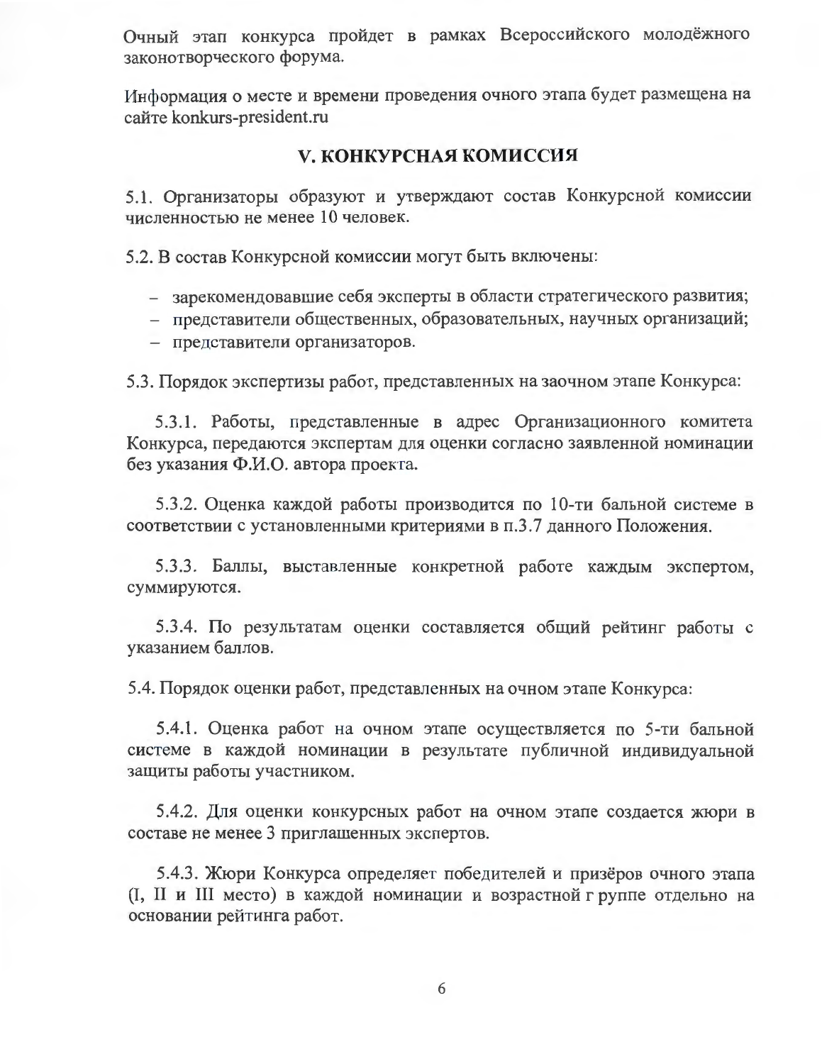Очный этап конкурса пройдет в рамках Всероссийского молодёжного законотворческого форума.

Информация о месте и времени проведения очного этапа будет размещена на сайте konkurs-president.ru

## V. КОНКУРСНАЯ КОМИССИЯ

5.1. Организаторы образуют и утверждают состав Конкурсной комиссии численностью не менее 10 человек.

5.2. В состав Конкурсной комиссии могут быть включены:

- зарекомендовавшие себя эксперты в области стратегического развития;
- представители общественных, образовательных, научных организаций;
- представители организаторов.

5.3. Порядок экспертизы работ, представленных на заочном этапе Конкурса:

5.3.1. Работы, представленные в адрес Организационного комитета Конкурса, передаются экспертам для оценки согласно заявленной номинации без указания Ф.И.О. автора проекта.

5.3.2. Оценка каждой работы производится по 10-ти бальной системе в соответствии с установленными критериями в п.3.7 данного Положения.

5.3.3. Баллы, выставленные конкретной работе каждым экспертом, суммируются.

5.3.4. По результатам оценки составляется общий рейтинг работы с указанием баллов.

5.4. Порядок оценки работ, представленных на очном этапе Конкурса:

5.4.1. Оценка работ на очном этапе осуществляется по 5-ти бальной системе в каждой номинации в результате публичной индивидуальной защиты работы участником.

5.4.2. Для оценки конкурсных работ на очном этапе создается жюри в составе не менее 3 приглашенных экспертов.

5.4.3. Жюри Конкурса определяет победителей и призёров очного этапа (I, II и III место) в каждой номинации и возрастной группе отдельно на основании рейтинга работ.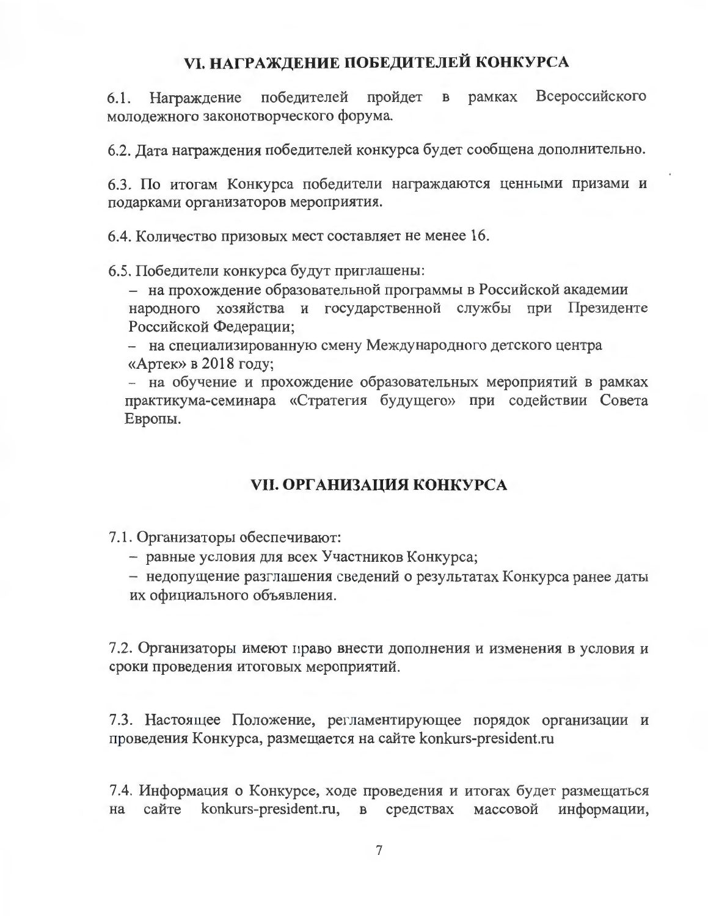## VI. НАГРАЖДЕНИЕ ПОБЕДИТЕЛЕЙ КОНКУРСА

6.1. Награждение победителей пройдет в рамках Всероссийского молодежного законотворческого форума.

6.2. Дата награждения победителей конкурса будет сообщена дополнительно.

6.3. По итогам Конкурса победители награждаются ценными призами и подарками организаторов мероприятия.

6.4. Количество призовых мест составляет не менее 16.

6.5. Победители конкурса будут приглашены:

- на прохождение образовательной программы в Российской академии народного хозяйства и государственной службы при Президенте Российской Федерации;
- на специализированную смену Международного детского центра «Артек» в 2018 году;
- на обучение и прохождение образовательных мероприятий в рамках практикума-семинара «Стратегия будущего» при содействии Совета Европы.

## VII. ОРГАНИЗАЦИЯ КОНКУРСА

7.1. Организаторы обеспечивают:

- равные условия для всех Участников Конкурса;
- недопущение разглашения сведений о результатах Конкурса ранее даты их официального объявления.

7.2. Организаторы имеют право внести дополнения и изменения в условия и сроки проведения итоговых мероприятий.

7.3. Настоящее Положение, регламентирующее порядок организации и проведения Конкурса, размещается на сайте konkurs-president.ru

7.4. Информация о Конкурсе, ходе проведения и итогах будет размещаться на сайте konkurs-president.ru, в средствах массовой информации,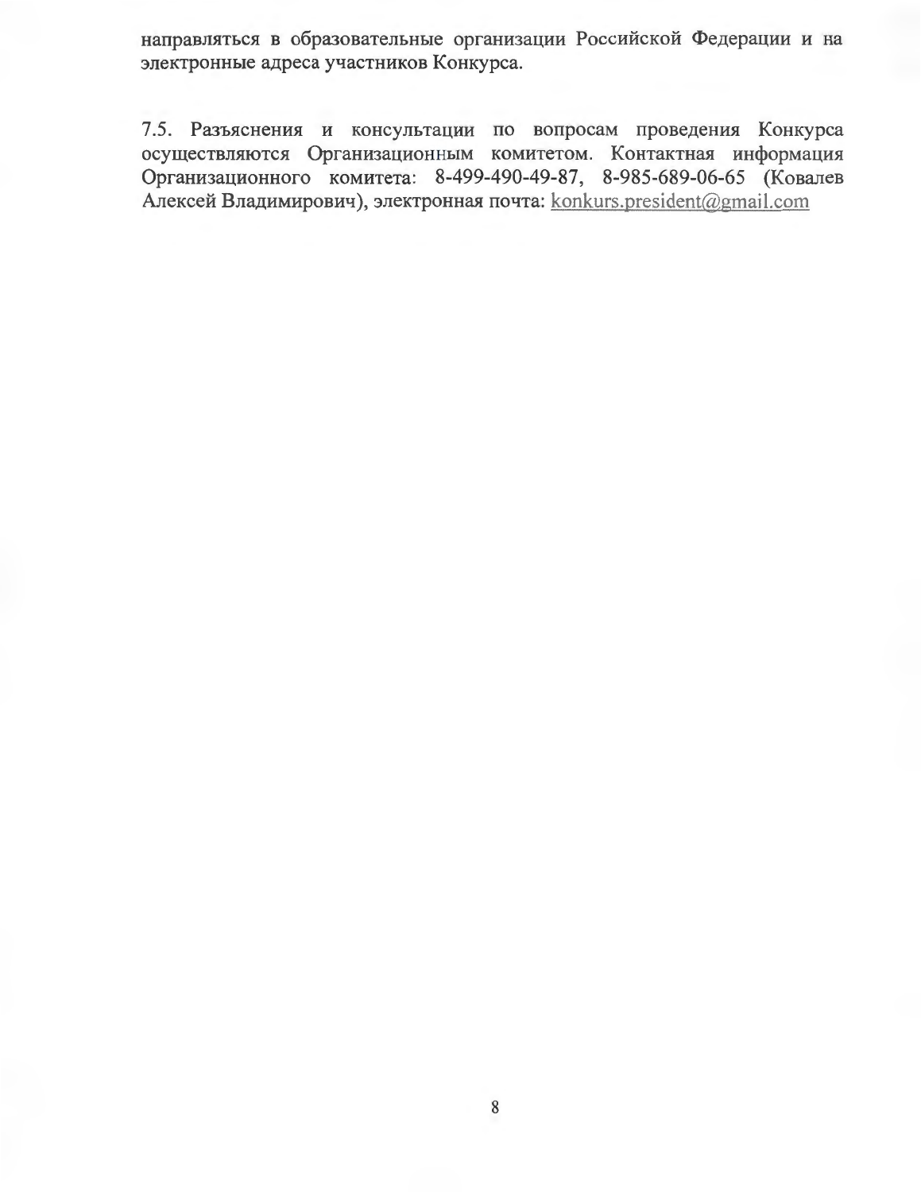направляться в образовательные организации Российской Федерации и на электронные адреса участников Конкурса.

7.5. Разъяснения и консультации по вопросам проведения Конкурса осуществляются Организационным комитетом. Контактная информация Организационного комитета: 8-499-490-49-87, 8-985-689-06-65 (Ковалев Алексей Владимирович), электронная почта: konkurs.president@gmail.com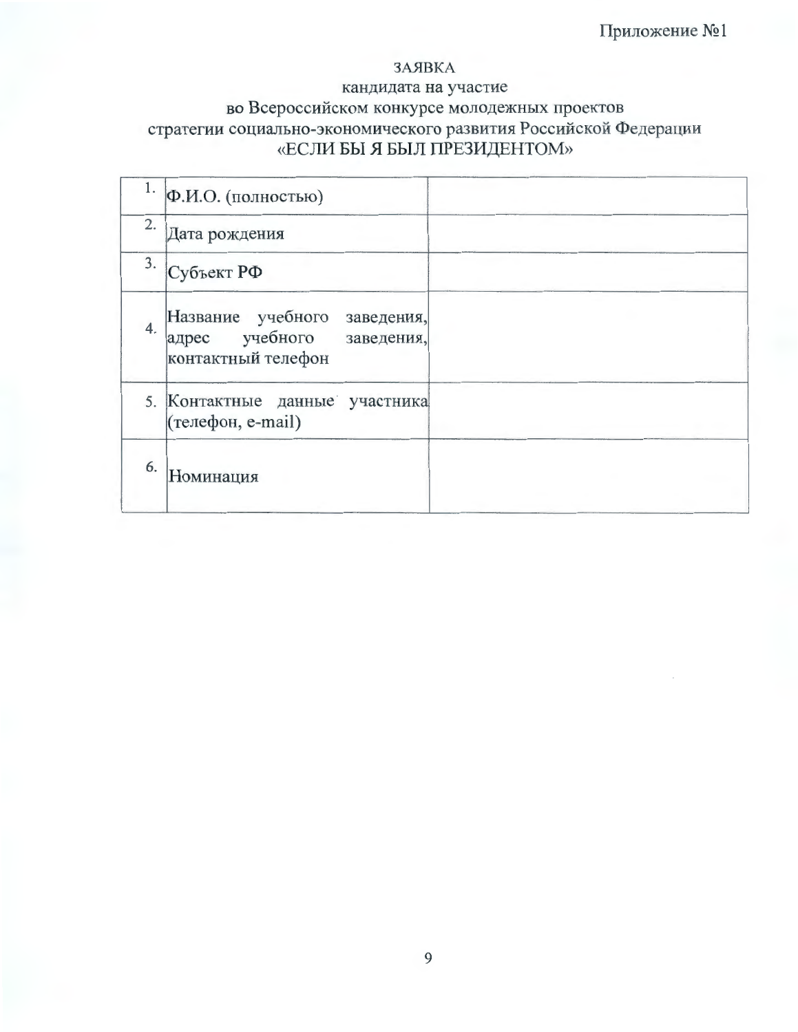Приложение №1

ЗАЯВКА
кандидата на участие
во Всероссийском конкурсе молодежных проектов
стратегии социально-экономического развития Российской Федерации
«ЕСЛИ БЫ Я БЫЛ ПРЕЗИДЕНТОМ»

| | | |
|---|---|---|
| 1. | Ф.И.О. (полностью) | |
| 2. | Дата рождения | |
| 3. | Субъект РФ | |
| 4. | Название учебного заведения, адрес учебного заведения, контактный телефон | |
| 5. | Контактные данные участника (телефон, e-mail) | |
| 6. | Номинация | |